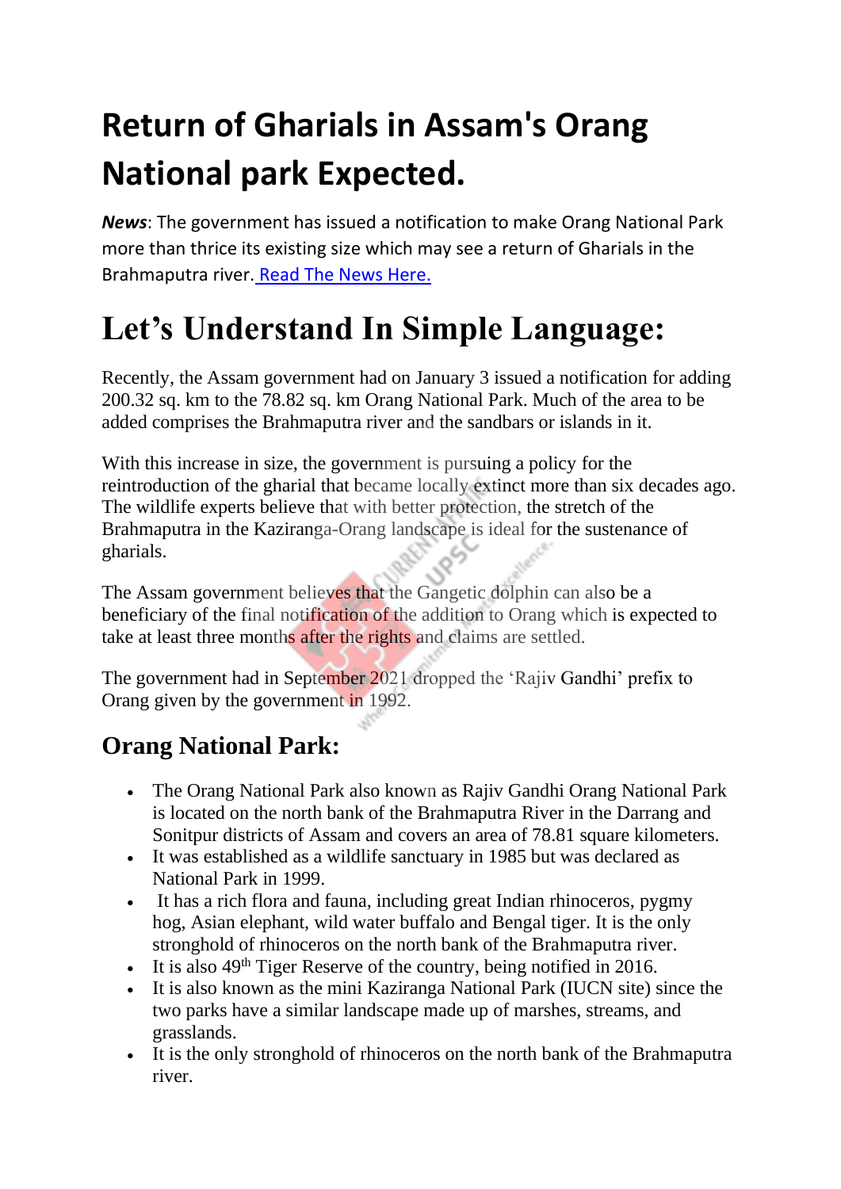# Return of Gharials in Assam's Orang National park Expected.

***News***: The government has issued a notification to make Orang National Park more than thrice its existing size which may see a return of Gharials in the Brahmaputra river. [Read The News Here.]

# Let's Understand In Simple Language:

Recently, the Assam government had on January 3 issued a notification for adding 200.32 sq. km to the 78.82 sq. km Orang National Park. Much of the area to be added comprises the Brahmaputra river and the sandbars or islands in it.

With this increase in size, the government is pursuing a policy for the reintroduction of the gharial that became locally extinct more than six decades ago. The wildlife experts believe that with better protection, the stretch of the Brahmaputra in the Kaziranga-Orang landscape is ideal for the sustenance of gharials.

The Assam government believes that the Gangetic dolphin can also be a beneficiary of the final notification of the addition to Orang which is expected to take at least three months after the rights and claims are settled.

The government had in September 2021 dropped the 'Rajiv Gandhi' prefix to Orang given by the government in 1992.

## Orang National Park:

- The Orang National Park also known as Rajiv Gandhi Orang National Park is located on the north bank of the Brahmaputra River in the Darrang and Sonitpur districts of Assam and covers an area of 78.81 square kilometers.
- It was established as a wildlife sanctuary in 1985 but was declared as National Park in 1999.
- It has a rich flora and fauna, including great Indian rhinoceros, pygmy hog, Asian elephant, wild water buffalo and Bengal tiger. It is the only stronghold of rhinoceros on the north bank of the Brahmaputra river.
- It is also 49th Tiger Reserve of the country, being notified in 2016.
- It is also known as the mini Kaziranga National Park (IUCN site) since the two parks have a similar landscape made up of marshes, streams, and grasslands.
- It is the only stronghold of rhinoceros on the north bank of the Brahmaputra river.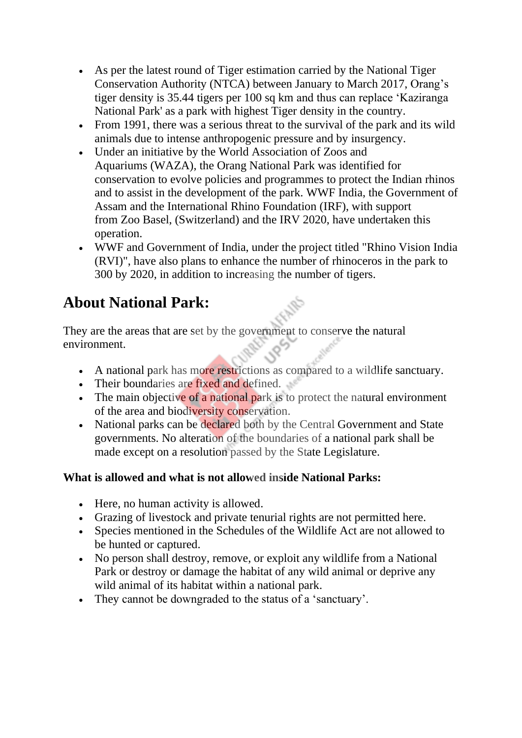- As per the latest round of Tiger estimation carried by the National Tiger Conservation Authority (NTCA) between January to March 2017, Orang's tiger density is 35.44 tigers per 100 sq km and thus can replace 'Kaziranga National Park' as a park with highest Tiger density in the country.
- From 1991, there was a serious threat to the survival of the park and its wild animals due to intense anthropogenic pressure and by insurgency.
- Under an initiative by the World Association of Zoos and Aquariums (WAZA), the Orang National Park was identified for conservation to evolve policies and programmes to protect the Indian rhinos and to assist in the development of the park. WWF India, the Government of Assam and the International Rhino Foundation (IRF), with support from Zoo Basel, (Switzerland) and the IRV 2020, have undertaken this operation.
- WWF and Government of India, under the project titled "Rhino Vision India (RVI)", have also plans to enhance the number of rhinoceros in the park to 300 by 2020, in addition to increasing the number of tigers.

## About National Park:

They are the areas that are set by the government to conserve the natural environment.

- A national park has more restrictions as compared to a wildlife sanctuary.
- Their boundaries are fixed and defined.
- The main objective of a national park is to protect the natural environment of the area and biodiversity conservation.
- National parks can be declared both by the Central Government and State governments. No alteration of the boundaries of a national park shall be made except on a resolution passed by the State Legislature.

**What is allowed and what is not allowed inside National Parks:**

- Here, no human activity is allowed.
- Grazing of livestock and private tenurial rights are not permitted here.
- Species mentioned in the Schedules of the Wildlife Act are not allowed to be hunted or captured.
- No person shall destroy, remove, or exploit any wildlife from a National Park or destroy or damage the habitat of any wild animal or deprive any wild animal of its habitat within a national park.
- They cannot be downgraded to the status of a 'sanctuary'.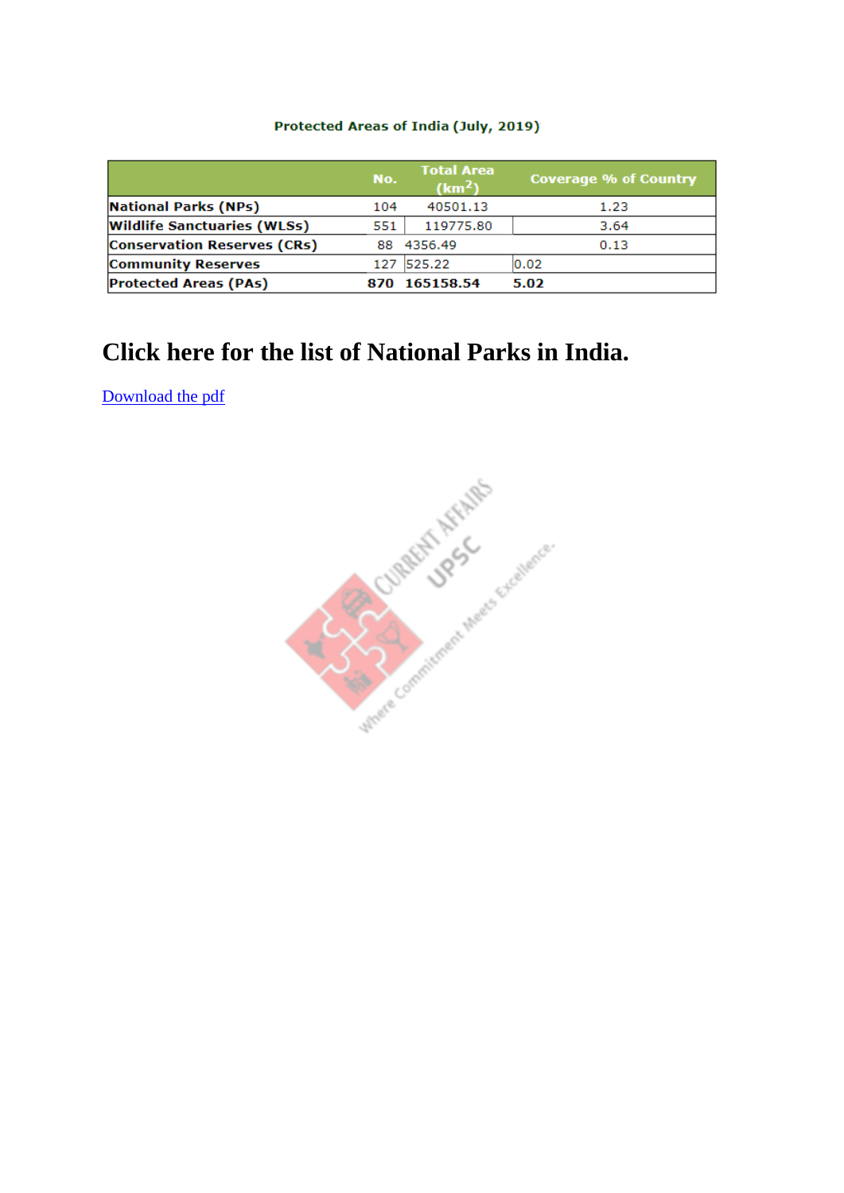Protected Areas of India (July, 2019)

| | No. | Total Area ($km^2$) | Coverage % of Country |
|---|---|---|---|
| **National Parks (NPs)** | 104 | 40501.13 | 1.23 |
| **Wildlife Sanctuaries (WLSs)** | 551 | 119775.80 | 3.64 |
| **Conservation Reserves (CRs)** | 88 | 4356.49 | 0.13 |
| **Community Reserves** | 127 | 525.22 | 0.02 |
| **Protected Areas (PAs)** | **870** | **165158.54** | **5.02** |

# Click here for the list of National Parks in India.

[Download the pdf]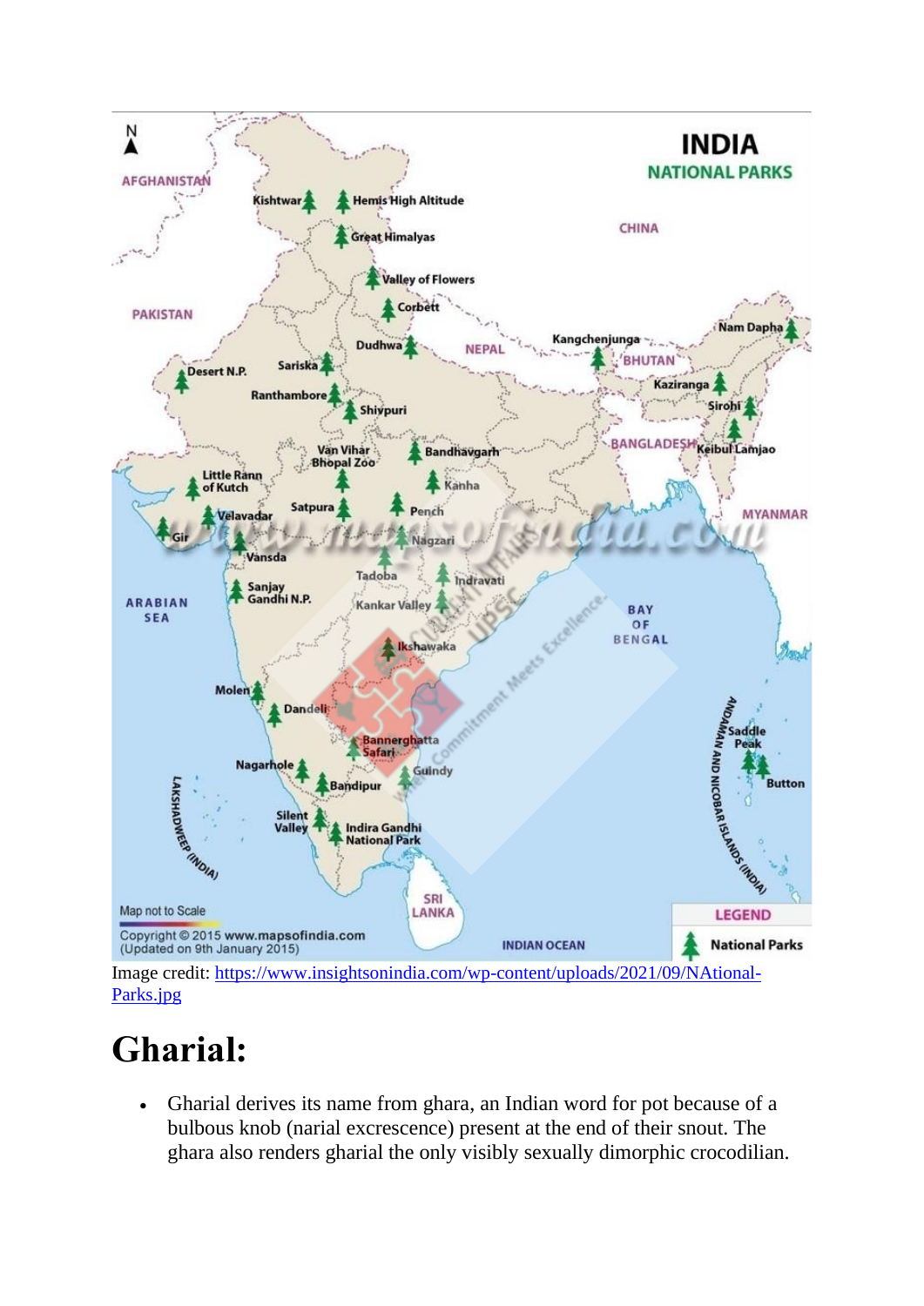Image credit: [https://www.insightsonindia.com/wp-content/uploads/2021/09/NAtional-Parks.jpg](https://www.insightsonindia.com/wp-content/uploads/2021/09/NAtional-Parks.jpg)

# Gharial:

- Gharial derives its name from ghara, an Indian word for pot because of a bulbous knob (narial excrescence) present at the end of their snout. The ghara also renders gharial the only visibly sexually dimorphic crocodilian.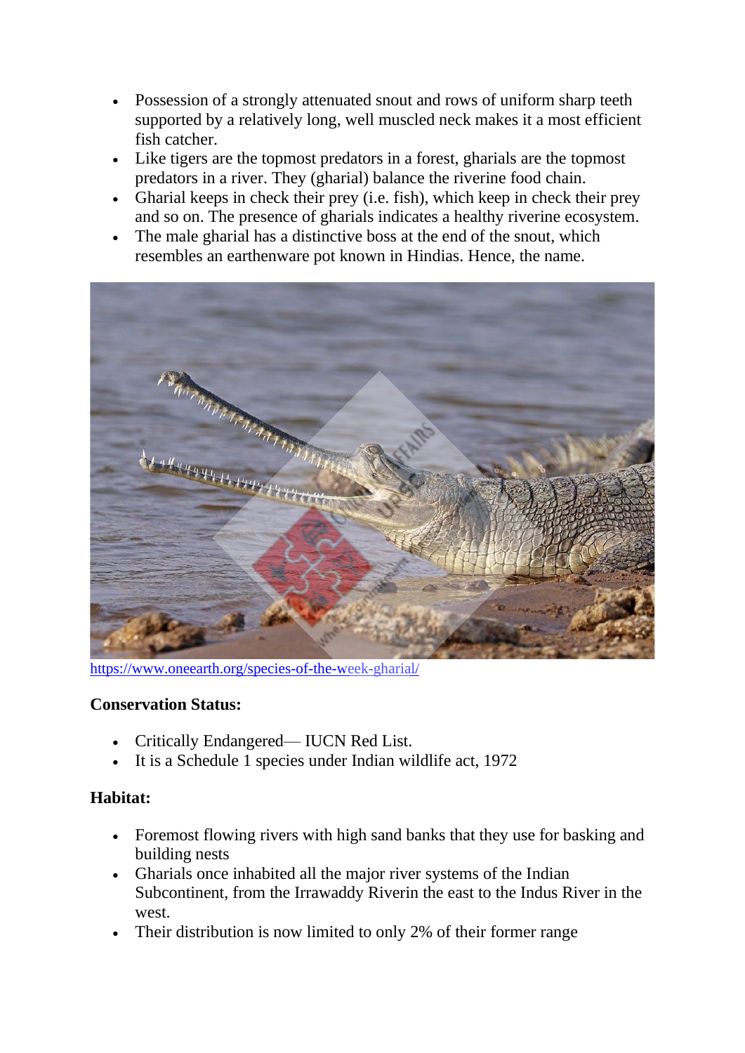- Possession of a strongly attenuated snout and rows of uniform sharp teeth supported by a relatively long, well muscled neck makes it a most efficient fish catcher.
- Like tigers are the topmost predators in a forest, gharials are the topmost predators in a river. They (gharial) balance the riverine food chain.
- Gharial keeps in check their prey (i.e. fish), which keep in check their prey and so on. The presence of gharials indicates a healthy riverine ecosystem.
- The male gharial has a distinctive boss at the end of the snout, which resembles an earthenware pot known in Hindias. Hence, the name.

https://www.oneearth.org/species-of-the-week-gharial/

**Conservation Status:**

- Critically Endangered— IUCN Red List.
- It is a Schedule 1 species under Indian wildlife act, 1972

**Habitat:**

- Foremost flowing rivers with high sand banks that they use for basking and building nests
- Gharials once inhabited all the major river systems of the Indian Subcontinent, from the Irrawaddy Riverin the east to the Indus River in the west.
- Their distribution is now limited to only 2% of their former range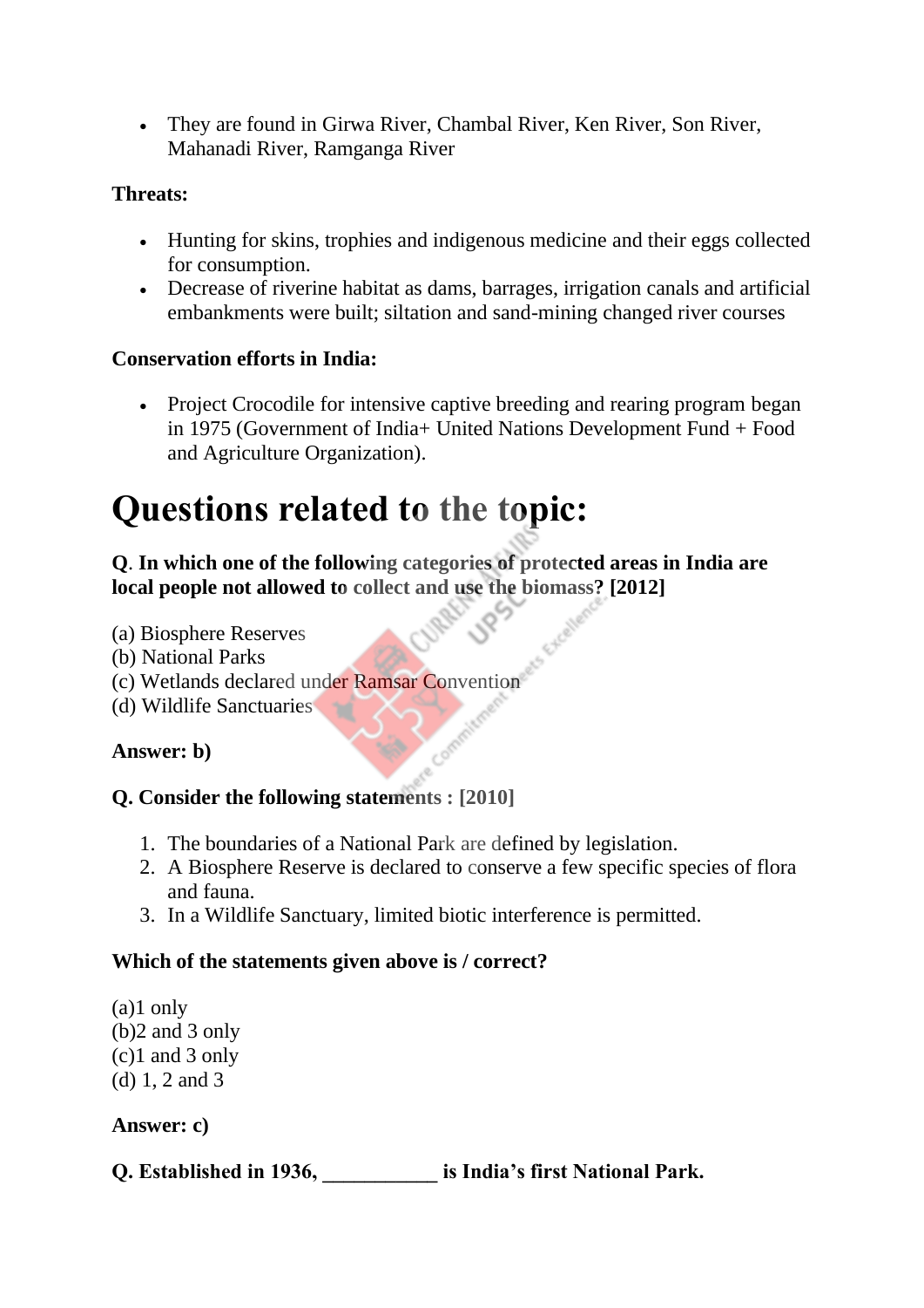- They are found in Girwa River, Chambal River, Ken River, Son River, Mahanadi River, Ramganga River

**Threats:**

- Hunting for skins, trophies and indigenous medicine and their eggs collected for consumption.
- Decrease of riverine habitat as dams, barrages, irrigation canals and artificial embankments were built; siltation and sand-mining changed river courses

**Conservation efforts in India:**

- Project Crocodile for intensive captive breeding and rearing program began in 1975 (Government of India+ United Nations Development Fund + Food and Agriculture Organization).

# Questions related to the topic:

**Q. In which one of the following categories of protected areas in India are local people not allowed to collect and use the biomass? [2012]**

(a) Biosphere Reserves
(b) National Parks
(c) Wetlands declared under Ramsar Convention
(d) Wildlife Sanctuaries

**Answer: b)**

**Q. Consider the following statements : [2010]**

1. The boundaries of a National Park are defined by legislation.
2. A Biosphere Reserve is declared to conserve a few specific species of flora and fauna.
3. In a Wildlife Sanctuary, limited biotic interference is permitted.

**Which of the statements given above is / correct?**

(a)1 only
(b)2 and 3 only
(c)1 and 3 only
(d) 1, 2 and 3

**Answer: c)**

**Q. Established in 1936, ___________ is India's first National Park.**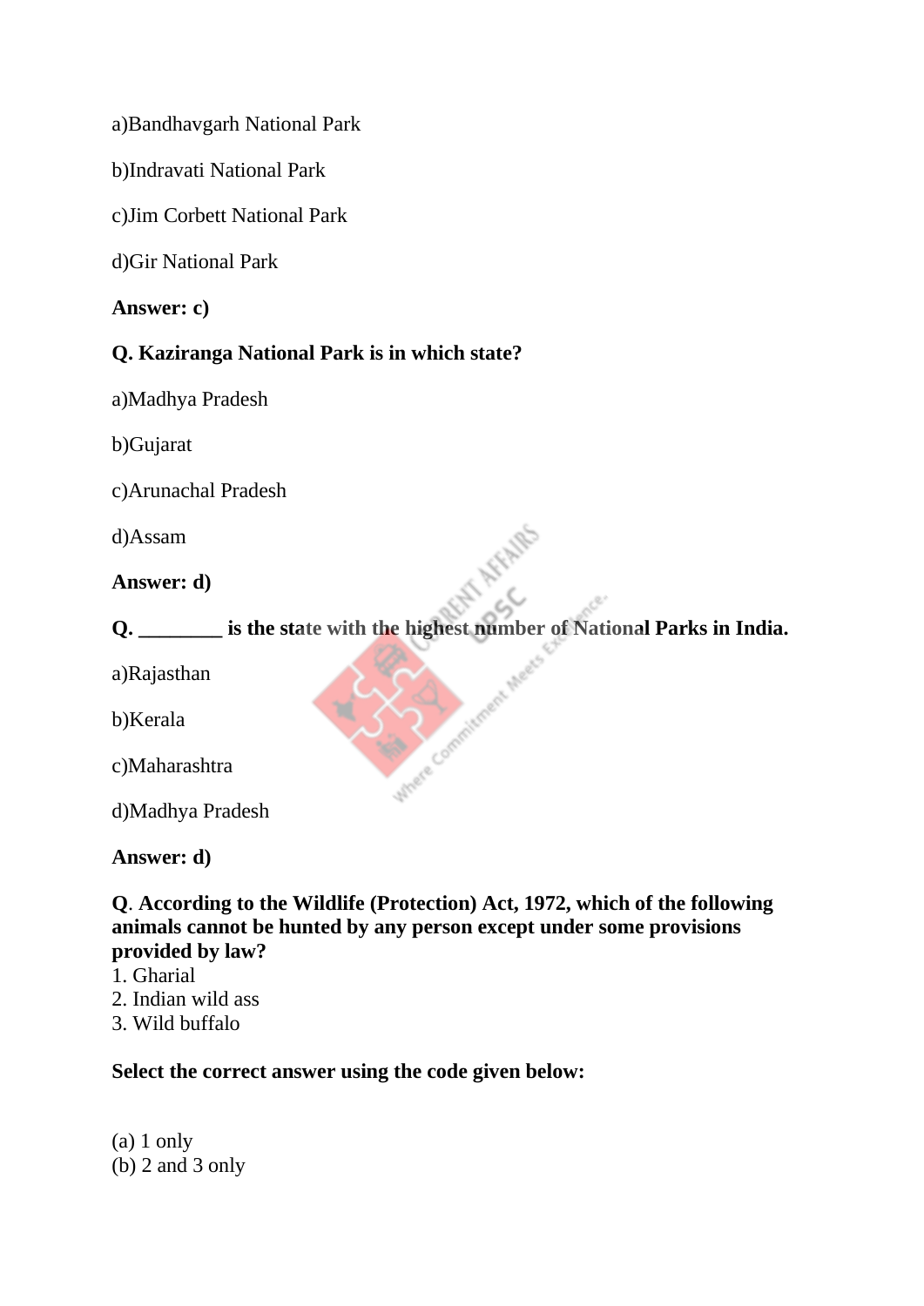a)Bandhavgarh National Park

b)Indravati National Park

c)Jim Corbett National Park

d)Gir National Park

**Answer: c)**

**Q. Kaziranga National Park is in which state?**

a)Madhya Pradesh

b)Gujarat

c)Arunachal Pradesh

d)Assam

**Answer: d)**

**Q. ________ is the state with the highest number of National Parks in India.**

a)Rajasthan

b)Kerala

c)Maharashtra

d)Madhya Pradesh

**Answer: d)**

**Q. According to the Wildlife (Protection) Act, 1972, which of the following animals cannot be hunted by any person except under some provisions provided by law?**

1. Gharial
2. Indian wild ass
3. Wild buffalo

**Select the correct answer using the code given below:**

(a) 1 only
(b) 2 and 3 only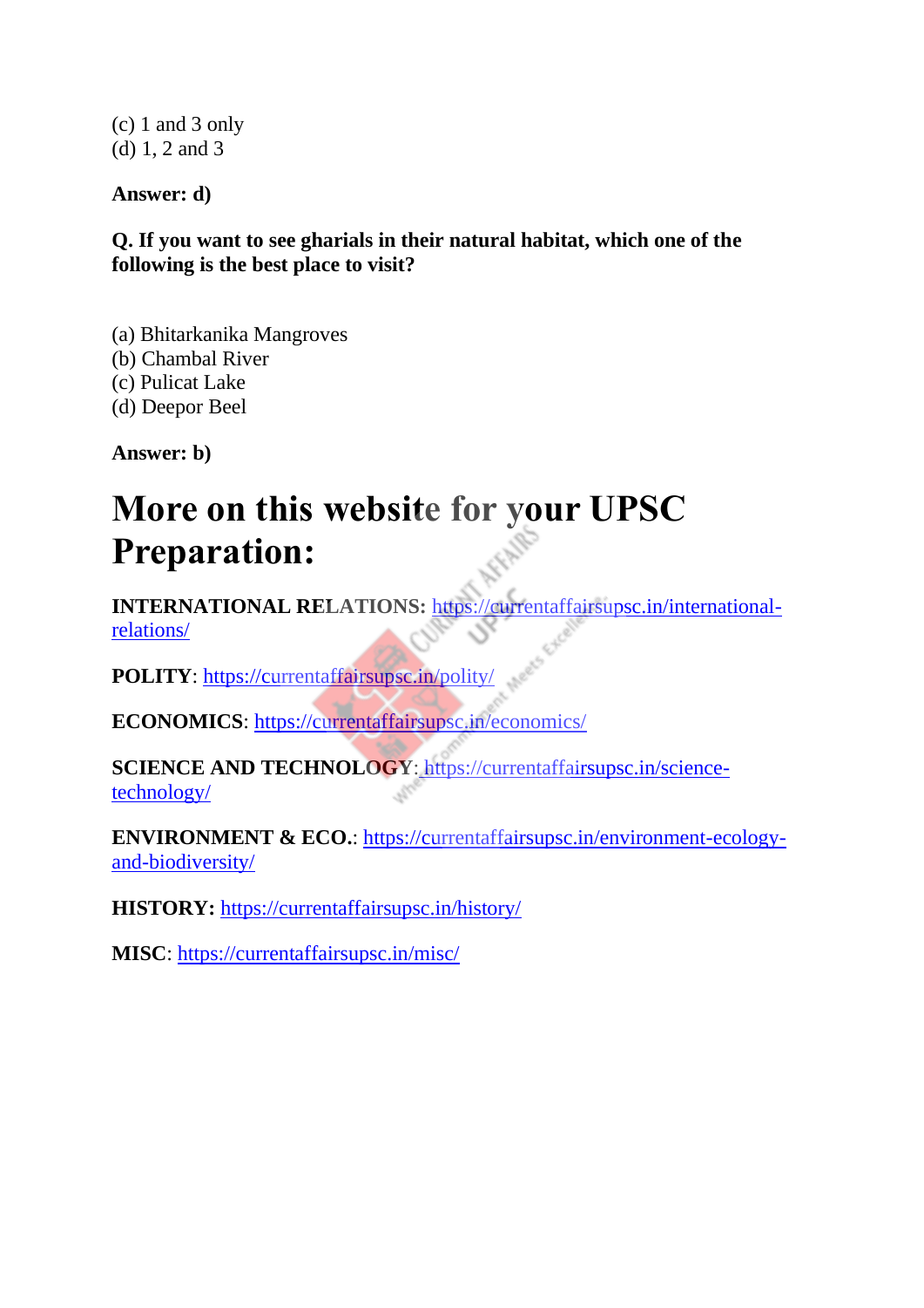(c) 1 and 3 only
(d) 1, 2 and 3

**Answer: d)**

**Q. If you want to see gharials in their natural habitat, which one of the following is the best place to visit?**

(a) Bhitarkanika Mangroves
(b) Chambal River
(c) Pulicat Lake
(d) Deepor Beel

**Answer: b)**

# More on this website for your UPSC Preparation:

**INTERNATIONAL RELATIONS:** https://currentaffairsupsc.in/international-relations/

**POLITY**: https://currentaffairsupsc.in/polity/

**ECONOMICS**: https://currentaffairsupsc.in/economics/

**SCIENCE AND TECHNOLOGY**: https://currentaffairsupsc.in/science-technology/

**ENVIRONMENT & ECO.**: https://currentaffairsupsc.in/environment-ecology-and-biodiversity/

**HISTORY:** https://currentaffairsupsc.in/history/

**MISC**: https://currentaffairsupsc.in/misc/